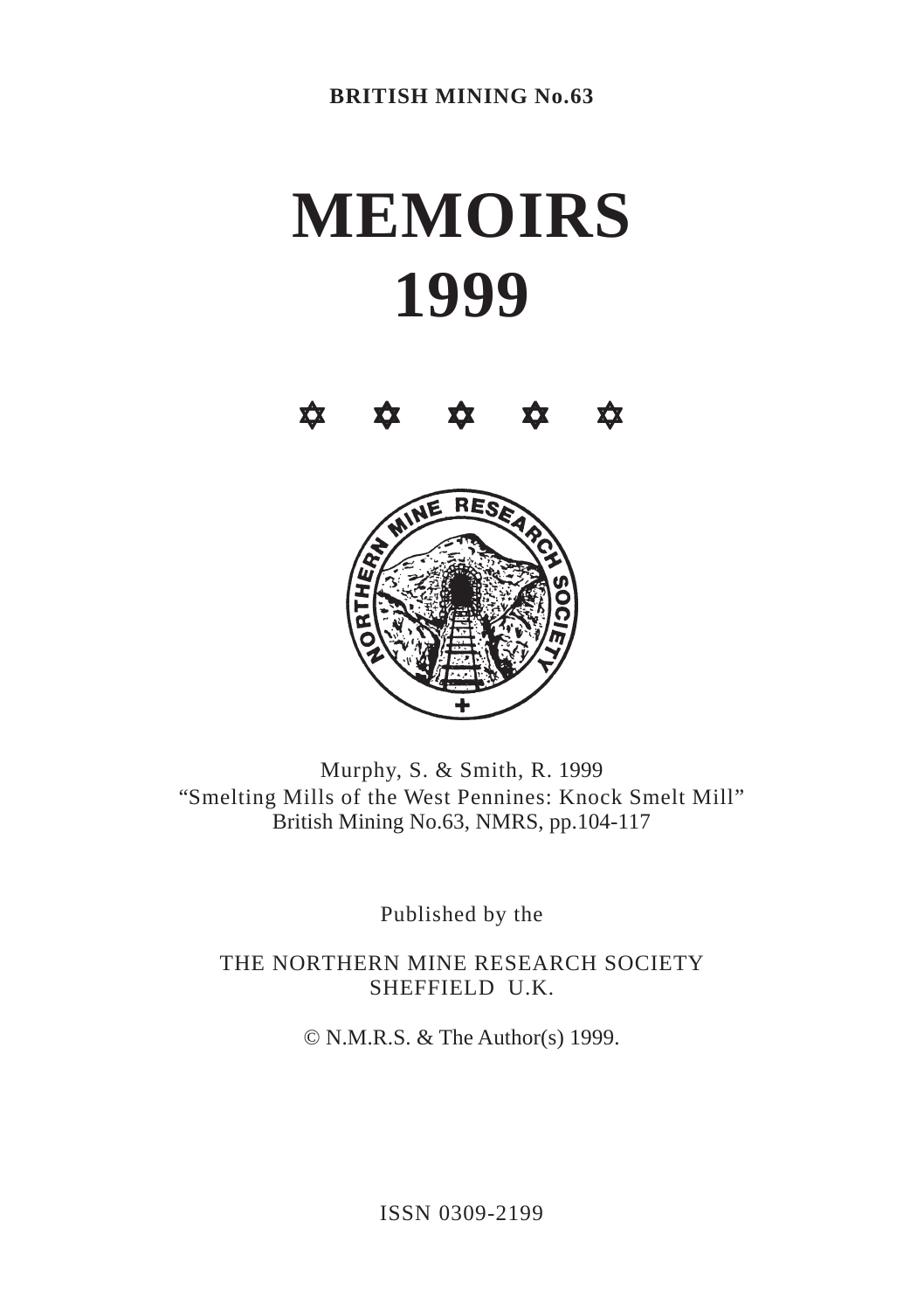**BRITISH MINING No.63**

# MEMOIRS
# 1999

✡ ✡ ✡ ✡ ✡

Murphy, S. & Smith, R. 1999
"Smelting Mills of the West Pennines: Knock Smelt Mill"
British Mining No.63, NMRS, pp.104-117

Published by the

THE NORTHERN MINE RESEARCH SOCIETY
SHEFFIELD U.K.

© N.M.R.S. & The Author(s) 1999.

ISSN 0309-2199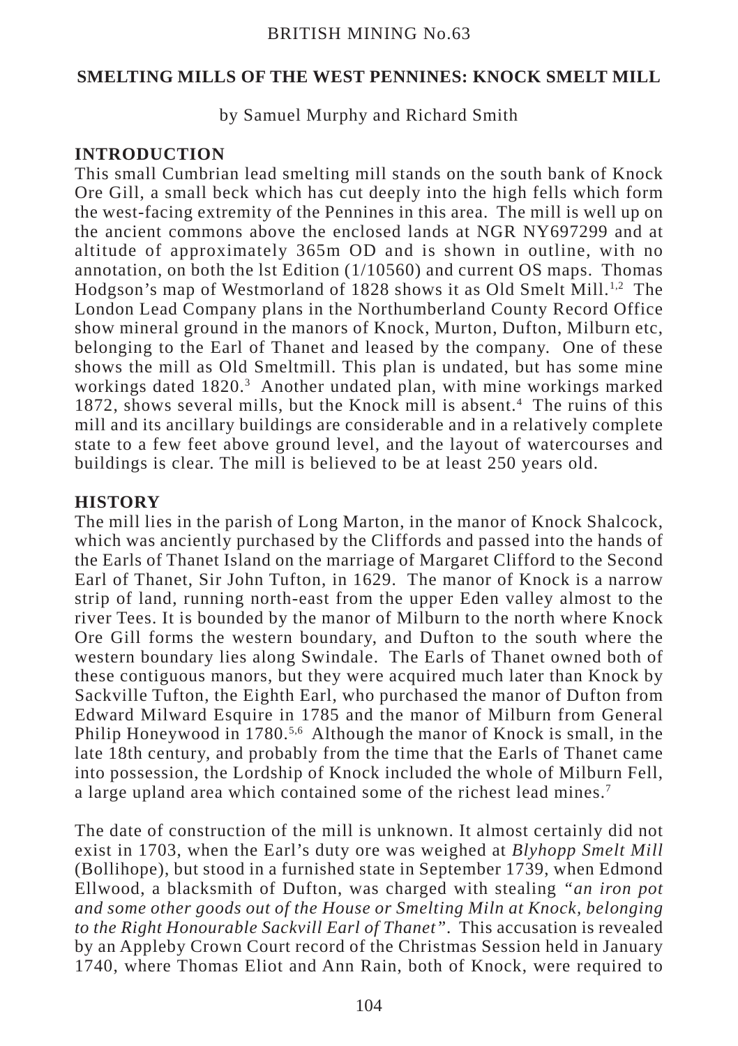## SMELTING MILLS OF THE WEST PENNINES: KNOCK SMELT MILL

by Samuel Murphy and Richard Smith

### INTRODUCTION

This small Cumbrian lead smelting mill stands on the south bank of Knock Ore Gill, a small beck which has cut deeply into the high fells which form the west-facing extremity of the Pennines in this area. The mill is well up on the ancient commons above the enclosed lands at NGR NY697299 and at altitude of approximately 365m OD and is shown in outline, with no annotation, on both the lst Edition (1/10560) and current OS maps. Thomas Hodgson's map of Westmorland of 1828 shows it as Old Smelt Mill.[1,2] The London Lead Company plans in the Northumberland County Record Office show mineral ground in the manors of Knock, Murton, Dufton, Milburn etc, belonging to the Earl of Thanet and leased by the company. One of these shows the mill as Old Smeltmill. This plan is undated, but has some mine workings dated 1820.[3] Another undated plan, with mine workings marked 1872, shows several mills, but the Knock mill is absent.[4] The ruins of this mill and its ancillary buildings are considerable and in a relatively complete state to a few feet above ground level, and the layout of watercourses and buildings is clear. The mill is believed to be at least 250 years old.

### HISTORY

The mill lies in the parish of Long Marton, in the manor of Knock Shalcock, which was anciently purchased by the Cliffords and passed into the hands of the Earls of Thanet Island on the marriage of Margaret Clifford to the Second Earl of Thanet, Sir John Tufton, in 1629. The manor of Knock is a narrow strip of land, running north-east from the upper Eden valley almost to the river Tees. It is bounded by the manor of Milburn to the north where Knock Ore Gill forms the western boundary, and Dufton to the south where the western boundary lies along Swindale. The Earls of Thanet owned both of these contiguous manors, but they were acquired much later than Knock by Sackville Tufton, the Eighth Earl, who purchased the manor of Dufton from Edward Milward Esquire in 1785 and the manor of Milburn from General Philip Honeywood in 1780.[5,6] Although the manor of Knock is small, in the late 18th century, and probably from the time that the Earls of Thanet came into possession, the Lordship of Knock included the whole of Milburn Fell, a large upland area which contained some of the richest lead mines.[7]

The date of construction of the mill is unknown. It almost certainly did not exist in 1703, when the Earl's duty ore was weighed at *Blyhopp Smelt Mill* (Bollihope), but stood in a furnished state in September 1739, when Edmond Ellwood, a blacksmith of Dufton, was charged with stealing *"an iron pot and some other goods out of the House or Smelting Miln at Knock, belonging to the Right Honourable Sackvill Earl of Thanet"*. This accusation is revealed by an Appleby Crown Court record of the Christmas Session held in January 1740, where Thomas Eliot and Ann Rain, both of Knock, were required to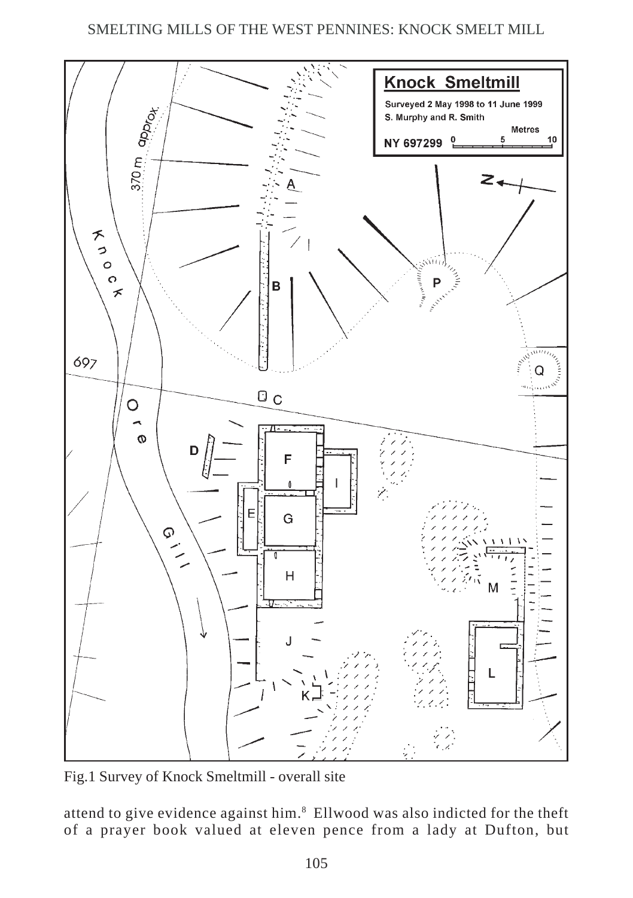Fig.1 Survey of Knock Smeltmill - overall site

attend to give evidence against him.[8] Ellwood was also indicted for the theft of a prayer book valued at eleven pence from a lady at Dufton, but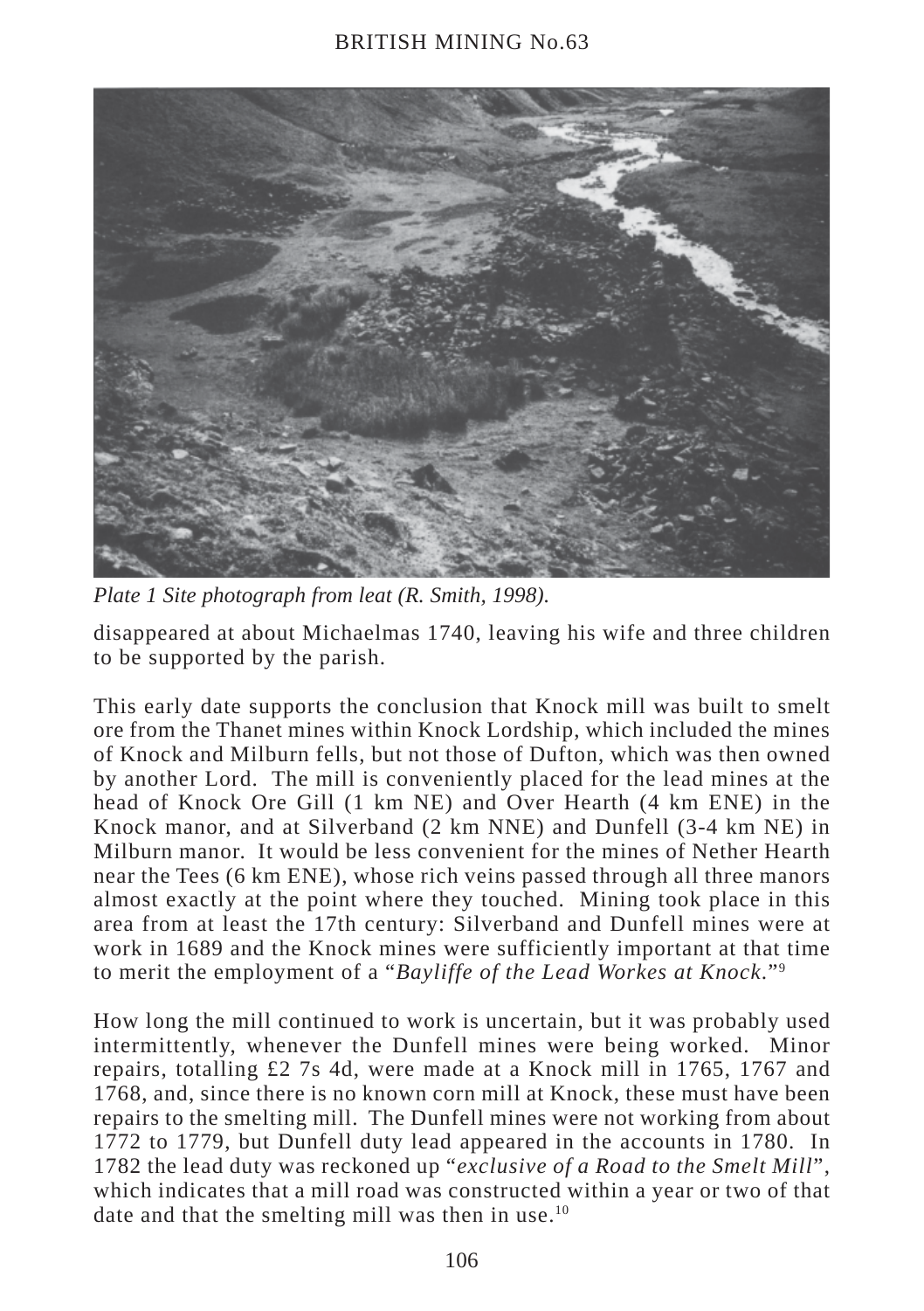*Plate 1 Site photograph from leat (R. Smith, 1998).*

disappeared at about Michaelmas 1740, leaving his wife and three children to be supported by the parish.

This early date supports the conclusion that Knock mill was built to smelt ore from the Thanet mines within Knock Lordship, which included the mines of Knock and Milburn fells, but not those of Dufton, which was then owned by another Lord. The mill is conveniently placed for the lead mines at the head of Knock Ore Gill (1 km NE) and Over Hearth (4 km ENE) in the Knock manor, and at Silverband (2 km NNE) and Dunfell (3-4 km NE) in Milburn manor. It would be less convenient for the mines of Nether Hearth near the Tees (6 km ENE), whose rich veins passed through all three manors almost exactly at the point where they touched. Mining took place in this area from at least the 17th century: Silverband and Dunfell mines were at work in 1689 and the Knock mines were sufficiently important at that time to merit the employment of a "*Bayliffe of the Lead Workes at Knock*."[9]

How long the mill continued to work is uncertain, but it was probably used intermittently, whenever the Dunfell mines were being worked. Minor repairs, totalling £2 7s 4d, were made at a Knock mill in 1765, 1767 and 1768, and, since there is no known corn mill at Knock, these must have been repairs to the smelting mill. The Dunfell mines were not working from about 1772 to 1779, but Dunfell duty lead appeared in the accounts in 1780. In 1782 the lead duty was reckoned up "*exclusive of a Road to the Smelt Mill*", which indicates that a mill road was constructed within a year or two of that date and that the smelting mill was then in use.[10]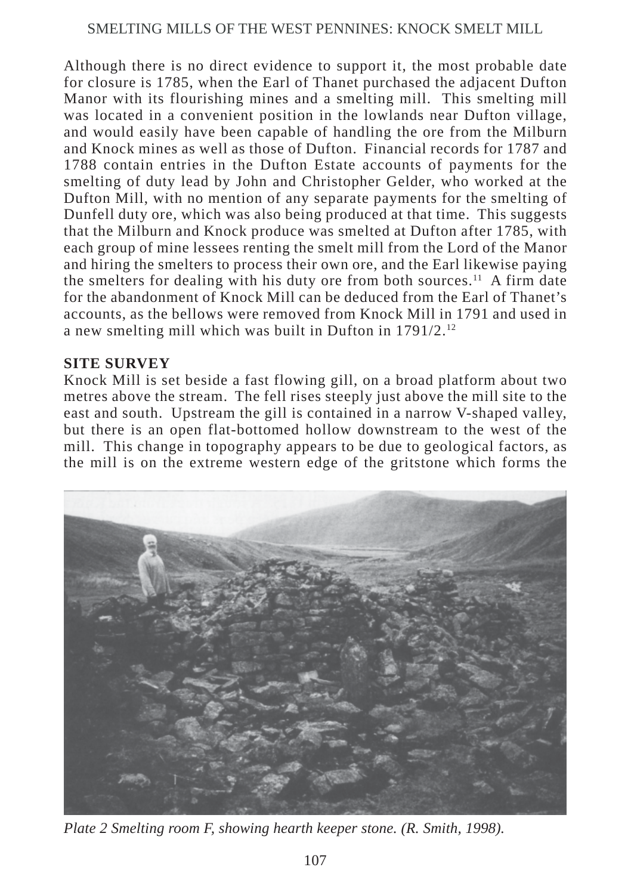Although there is no direct evidence to support it, the most probable date for closure is 1785, when the Earl of Thanet purchased the adjacent Dufton Manor with its flourishing mines and a smelting mill. This smelting mill was located in a convenient position in the lowlands near Dufton village, and would easily have been capable of handling the ore from the Milburn and Knock mines as well as those of Dufton. Financial records for 1787 and 1788 contain entries in the Dufton Estate accounts of payments for the smelting of duty lead by John and Christopher Gelder, who worked at the Dufton Mill, with no mention of any separate payments for the smelting of Dunfell duty ore, which was also being produced at that time. This suggests that the Milburn and Knock produce was smelted at Dufton after 1785, with each group of mine lessees renting the smelt mill from the Lord of the Manor and hiring the smelters to process their own ore, and the Earl likewise paying the smelters for dealing with his duty ore from both sources.[11] A firm date for the abandonment of Knock Mill can be deduced from the Earl of Thanet's accounts, as the bellows were removed from Knock Mill in 1791 and used in a new smelting mill which was built in Dufton in 1791/2.[12]

## SITE SURVEY

Knock Mill is set beside a fast flowing gill, on a broad platform about two metres above the stream. The fell rises steeply just above the mill site to the east and south. Upstream the gill is contained in a narrow V-shaped valley, but there is an open flat-bottomed hollow downstream to the west of the mill. This change in topography appears to be due to geological factors, as the mill is on the extreme western edge of the gritstone which forms the

*Plate 2 Smelting room F, showing hearth keeper stone. (R. Smith, 1998).*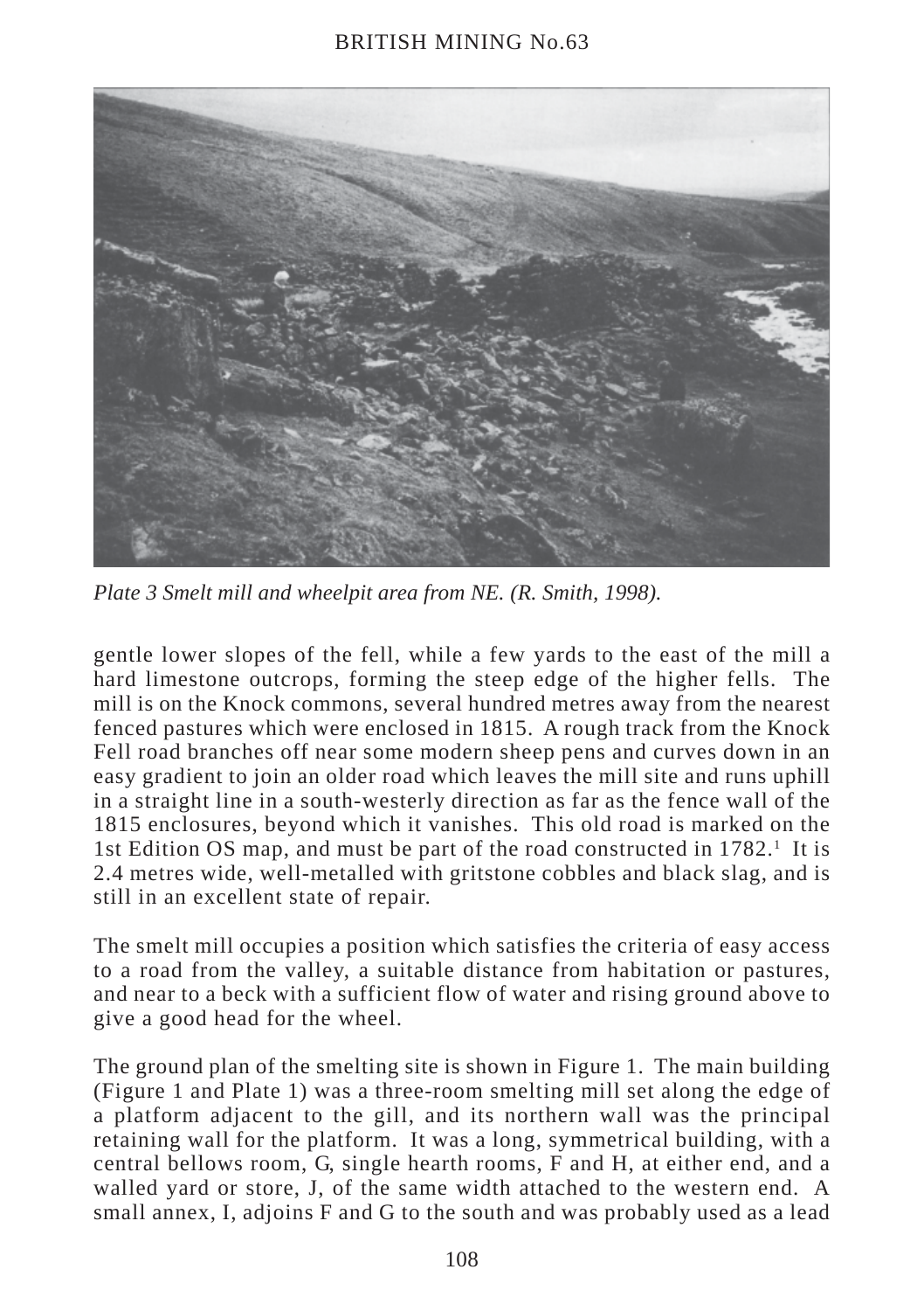*Plate 3 Smelt mill and wheelpit area from NE. (R. Smith, 1998).*

gentle lower slopes of the fell, while a few yards to the east of the mill a hard limestone outcrops, forming the steep edge of the higher fells. The mill is on the Knock commons, several hundred metres away from the nearest fenced pastures which were enclosed in 1815. A rough track from the Knock Fell road branches off near some modern sheep pens and curves down in an easy gradient to join an older road which leaves the mill site and runs uphill in a straight line in a south-westerly direction as far as the fence wall of the 1815 enclosures, beyond which it vanishes. This old road is marked on the 1st Edition OS map, and must be part of the road constructed in 1782.[1] It is 2.4 metres wide, well-metalled with gritstone cobbles and black slag, and is still in an excellent state of repair.

The smelt mill occupies a position which satisfies the criteria of easy access to a road from the valley, a suitable distance from habitation or pastures, and near to a beck with a sufficient flow of water and rising ground above to give a good head for the wheel.

The ground plan of the smelting site is shown in Figure 1. The main building (Figure 1 and Plate 1) was a three-room smelting mill set along the edge of a platform adjacent to the gill, and its northern wall was the principal retaining wall for the platform. It was a long, symmetrical building, with a central bellows room, G, single hearth rooms, F and H, at either end, and a walled yard or store, J, of the same width attached to the western end. A small annex, I, adjoins F and G to the south and was probably used as a lead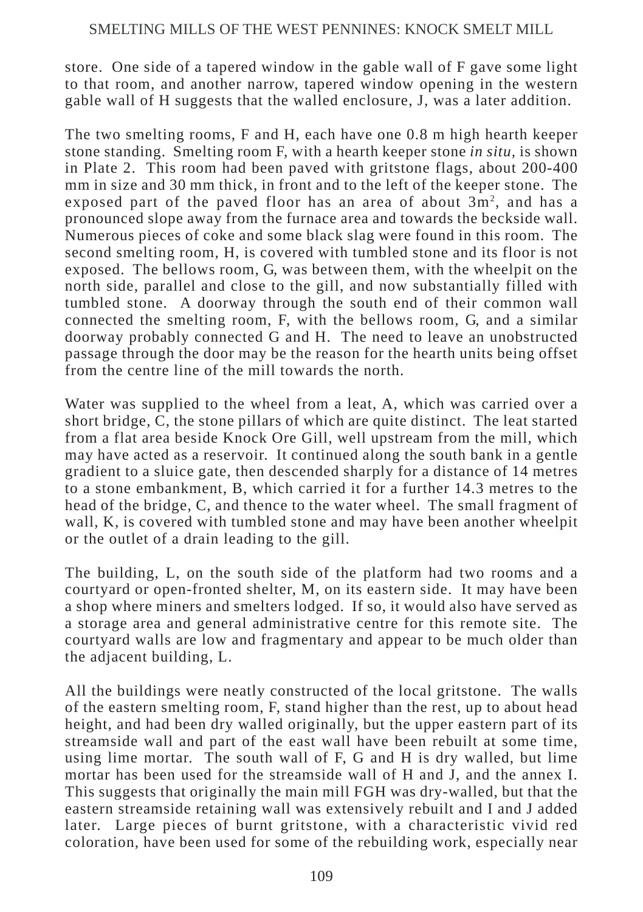store. One side of a tapered window in the gable wall of F gave some light to that room, and another narrow, tapered window opening in the western gable wall of H suggests that the walled enclosure, J, was a later addition.

The two smelting rooms, F and H, each have one 0.8 m high hearth keeper stone standing. Smelting room F, with a hearth keeper stone *in situ,* is shown in Plate 2. This room had been paved with gritstone flags, about 200-400 mm in size and 30 mm thick, in front and to the left of the keeper stone. The exposed part of the paved floor has an area of about $3m^2$, and has a pronounced slope away from the furnace area and towards the beckside wall. Numerous pieces of coke and some black slag were found in this room. The second smelting room, H, is covered with tumbled stone and its floor is not exposed. The bellows room, G, was between them, with the wheelpit on the north side, parallel and close to the gill, and now substantially filled with tumbled stone. A doorway through the south end of their common wall connected the smelting room, F, with the bellows room, G, and a similar doorway probably connected G and H. The need to leave an unobstructed passage through the door may be the reason for the hearth units being offset from the centre line of the mill towards the north.

Water was supplied to the wheel from a leat, A, which was carried over a short bridge, C, the stone pillars of which are quite distinct. The leat started from a flat area beside Knock Ore Gill, well upstream from the mill, which may have acted as a reservoir. It continued along the south bank in a gentle gradient to a sluice gate, then descended sharply for a distance of 14 metres to a stone embankment, B, which carried it for a further 14.3 metres to the head of the bridge, C, and thence to the water wheel. The small fragment of wall, K, is covered with tumbled stone and may have been another wheelpit or the outlet of a drain leading to the gill.

The building, L, on the south side of the platform had two rooms and a courtyard or open-fronted shelter, M, on its eastern side. It may have been a shop where miners and smelters lodged. If so, it would also have served as a storage area and general administrative centre for this remote site. The courtyard walls are low and fragmentary and appear to be much older than the adjacent building, L.

All the buildings were neatly constructed of the local gritstone. The walls of the eastern smelting room, F, stand higher than the rest, up to about head height, and had been dry walled originally, but the upper eastern part of its streamside wall and part of the east wall have been rebuilt at some time, using lime mortar. The south wall of F, G and H is dry walled, but lime mortar has been used for the streamside wall of H and J, and the annex I. This suggests that originally the main mill FGH was dry-walled, but that the eastern streamside retaining wall was extensively rebuilt and I and J added later. Large pieces of burnt gritstone, with a characteristic vivid red coloration, have been used for some of the rebuilding work, especially near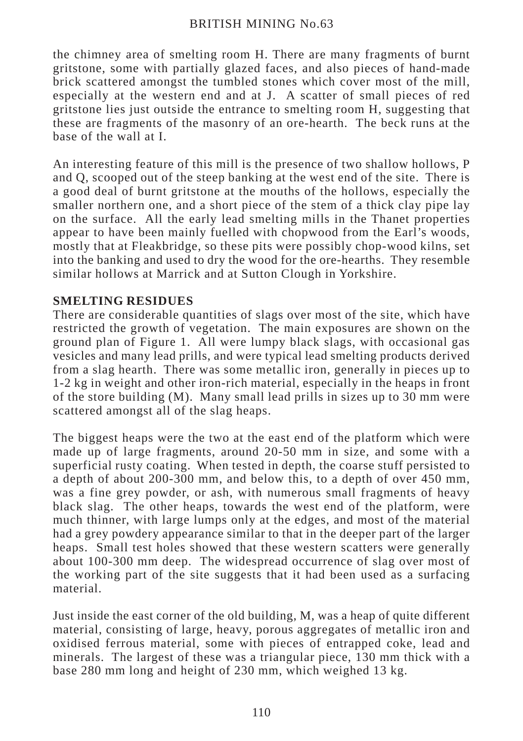the chimney area of smelting room H. There are many fragments of burnt gritstone, some with partially glazed faces, and also pieces of hand-made brick scattered amongst the tumbled stones which cover most of the mill, especially at the western end and at J. A scatter of small pieces of red gritstone lies just outside the entrance to smelting room H, suggesting that these are fragments of the masonry of an ore-hearth. The beck runs at the base of the wall at I.

An interesting feature of this mill is the presence of two shallow hollows, P and Q, scooped out of the steep banking at the west end of the site. There is a good deal of burnt gritstone at the mouths of the hollows, especially the smaller northern one, and a short piece of the stem of a thick clay pipe lay on the surface. All the early lead smelting mills in the Thanet properties appear to have been mainly fuelled with chopwood from the Earl's woods, mostly that at Fleakbridge, so these pits were possibly chop-wood kilns, set into the banking and used to dry the wood for the ore-hearths. They resemble similar hollows at Marrick and at Sutton Clough in Yorkshire.

**SMELTING RESIDUES**

There are considerable quantities of slags over most of the site, which have restricted the growth of vegetation. The main exposures are shown on the ground plan of Figure 1. All were lumpy black slags, with occasional gas vesicles and many lead prills, and were typical lead smelting products derived from a slag hearth. There was some metallic iron, generally in pieces up to 1-2 kg in weight and other iron-rich material, especially in the heaps in front of the store building (M). Many small lead prills in sizes up to 30 mm were scattered amongst all of the slag heaps.

The biggest heaps were the two at the east end of the platform which were made up of large fragments, around 20-50 mm in size, and some with a superficial rusty coating. When tested in depth, the coarse stuff persisted to a depth of about 200-300 mm, and below this, to a depth of over 450 mm, was a fine grey powder, or ash, with numerous small fragments of heavy black slag. The other heaps, towards the west end of the platform, were much thinner, with large lumps only at the edges, and most of the material had a grey powdery appearance similar to that in the deeper part of the larger heaps. Small test holes showed that these western scatters were generally about 100-300 mm deep. The widespread occurrence of slag over most of the working part of the site suggests that it had been used as a surfacing material.

Just inside the east corner of the old building, M, was a heap of quite different material, consisting of large, heavy, porous aggregates of metallic iron and oxidised ferrous material, some with pieces of entrapped coke, lead and minerals. The largest of these was a triangular piece, 130 mm thick with a base 280 mm long and height of 230 mm, which weighed 13 kg.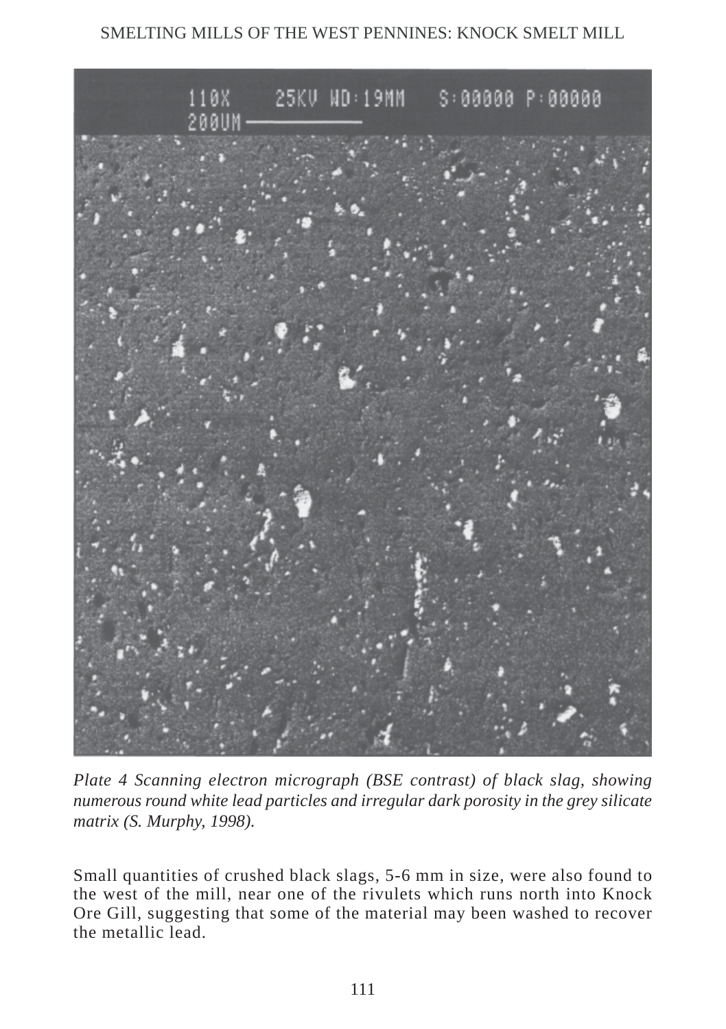*Plate 4 Scanning electron micrograph (BSE contrast) of black slag, showing numerous round white lead particles and irregular dark porosity in the grey silicate matrix (S. Murphy, 1998).*

Small quantities of crushed black slags, 5-6 mm in size, were also found to the west of the mill, near one of the rivulets which runs north into Knock Ore Gill, suggesting that some of the material may been washed to recover the metallic lead.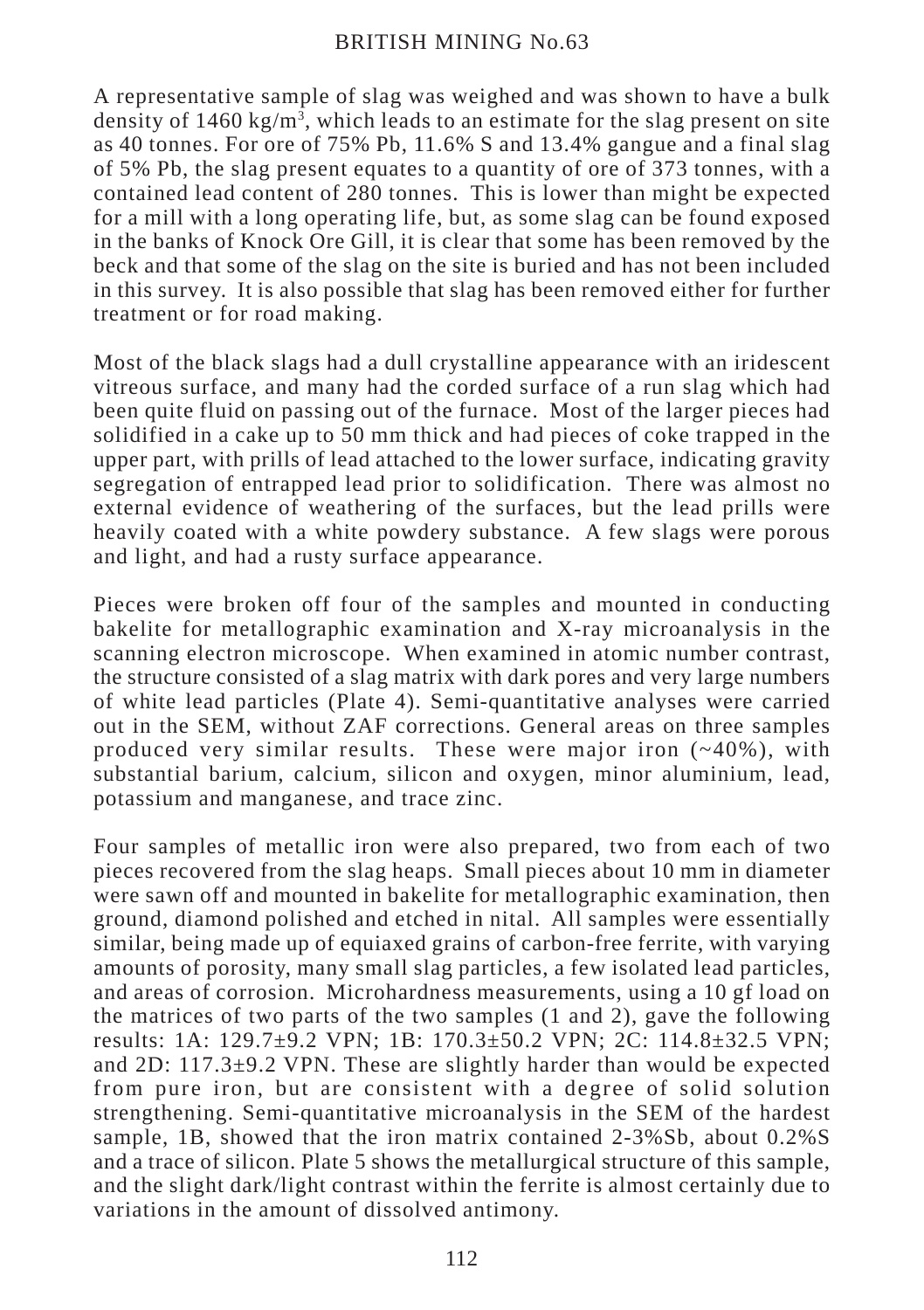A representative sample of slag was weighed and was shown to have a bulk density of 1460 kg/m$^3$, which leads to an estimate for the slag present on site as 40 tonnes. For ore of 75% Pb, 11.6% S and 13.4% gangue and a final slag of 5% Pb, the slag present equates to a quantity of ore of 373 tonnes, with a contained lead content of 280 tonnes. This is lower than might be expected for a mill with a long operating life, but, as some slag can be found exposed in the banks of Knock Ore Gill, it is clear that some has been removed by the beck and that some of the slag on the site is buried and has not been included in this survey. It is also possible that slag has been removed either for further treatment or for road making.

Most of the black slags had a dull crystalline appearance with an iridescent vitreous surface, and many had the corded surface of a run slag which had been quite fluid on passing out of the furnace. Most of the larger pieces had solidified in a cake up to 50 mm thick and had pieces of coke trapped in the upper part, with prills of lead attached to the lower surface, indicating gravity segregation of entrapped lead prior to solidification. There was almost no external evidence of weathering of the surfaces, but the lead prills were heavily coated with a white powdery substance. A few slags were porous and light, and had a rusty surface appearance.

Pieces were broken off four of the samples and mounted in conducting bakelite for metallographic examination and X-ray microanalysis in the scanning electron microscope. When examined in atomic number contrast, the structure consisted of a slag matrix with dark pores and very large numbers of white lead particles (Plate 4). Semi-quantitative analyses were carried out in the SEM, without ZAF corrections. General areas on three samples produced very similar results. These were major iron (~40%), with substantial barium, calcium, silicon and oxygen, minor aluminium, lead, potassium and manganese, and trace zinc.

Four samples of metallic iron were also prepared, two from each of two pieces recovered from the slag heaps. Small pieces about 10 mm in diameter were sawn off and mounted in bakelite for metallographic examination, then ground, diamond polished and etched in nital. All samples were essentially similar, being made up of equiaxed grains of carbon-free ferrite, with varying amounts of porosity, many small slag particles, a few isolated lead particles, and areas of corrosion. Microhardness measurements, using a 10 gf load on the matrices of two parts of the two samples (1 and 2), gave the following results: 1A: 129.7±9.2 VPN; 1B: 170.3±50.2 VPN; 2C: 114.8±32.5 VPN; and 2D: 117.3±9.2 VPN. These are slightly harder than would be expected from pure iron, but are consistent with a degree of solid solution strengthening. Semi-quantitative microanalysis in the SEM of the hardest sample, 1B, showed that the iron matrix contained 2-3%Sb, about 0.2%S and a trace of silicon. Plate 5 shows the metallurgical structure of this sample, and the slight dark/light contrast within the ferrite is almost certainly due to variations in the amount of dissolved antimony.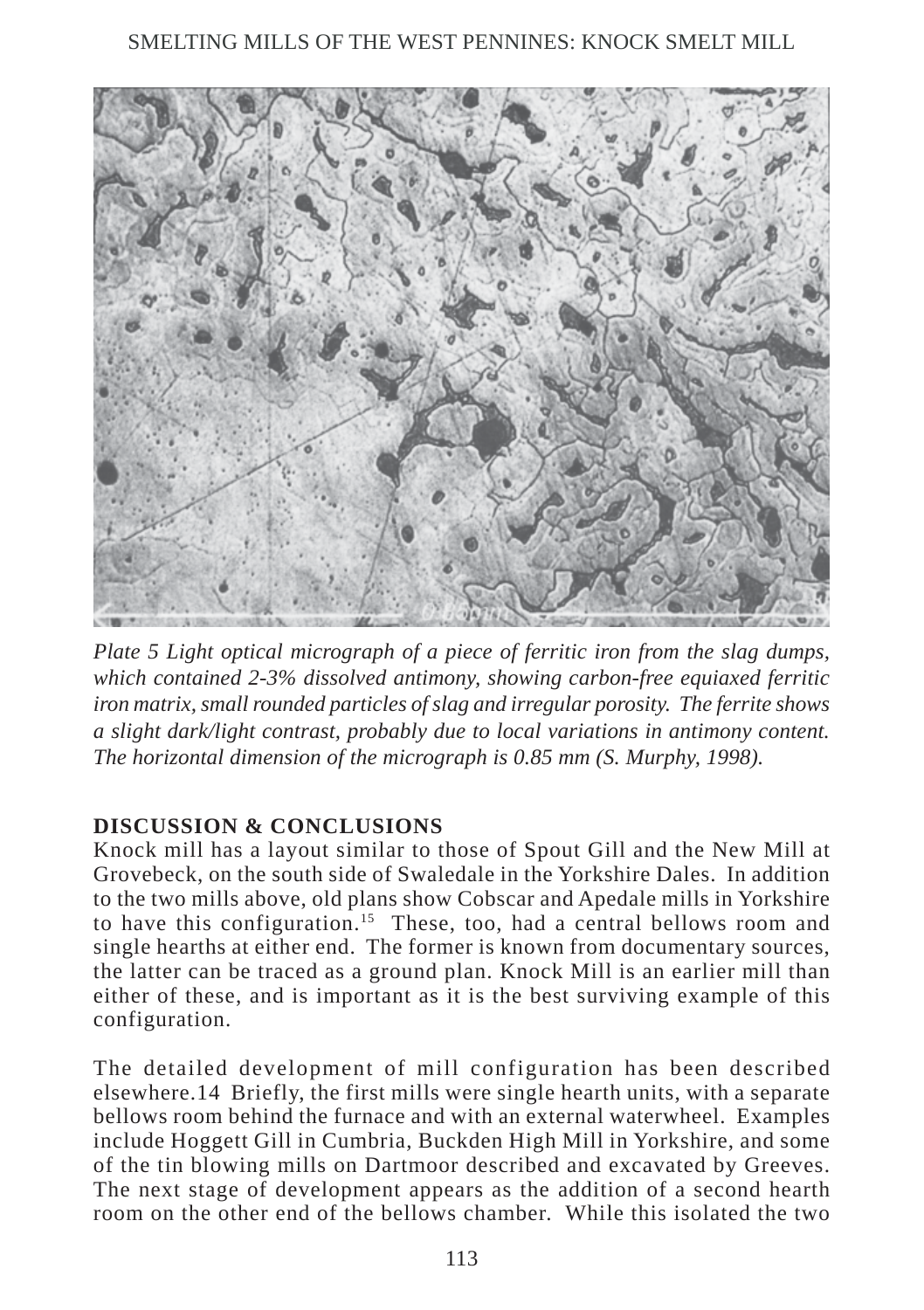*Plate 5 Light optical micrograph of a piece of ferritic iron from the slag dumps, which contained 2-3% dissolved antimony, showing carbon-free equiaxed ferritic iron matrix, small rounded particles of slag and irregular porosity. The ferrite shows a slight dark/light contrast, probably due to local variations in antimony content. The horizontal dimension of the micrograph is 0.85 mm (S. Murphy, 1998).*

## DISCUSSION & CONCLUSIONS

Knock mill has a layout similar to those of Spout Gill and the New Mill at Grovebeck, on the south side of Swaledale in the Yorkshire Dales. In addition to the two mills above, old plans show Cobscar and Apedale mills in Yorkshire to have this configuration.[15] These, too, had a central bellows room and single hearths at either end. The former is known from documentary sources, the latter can be traced as a ground plan. Knock Mill is an earlier mill than either of these, and is important as it is the best surviving example of this configuration.

The detailed development of mill configuration has been described elsewhere.14 Briefly, the first mills were single hearth units, with a separate bellows room behind the furnace and with an external waterwheel. Examples include Hoggett Gill in Cumbria, Buckden High Mill in Yorkshire, and some of the tin blowing mills on Dartmoor described and excavated by Greeves. The next stage of development appears as the addition of a second hearth room on the other end of the bellows chamber. While this isolated the two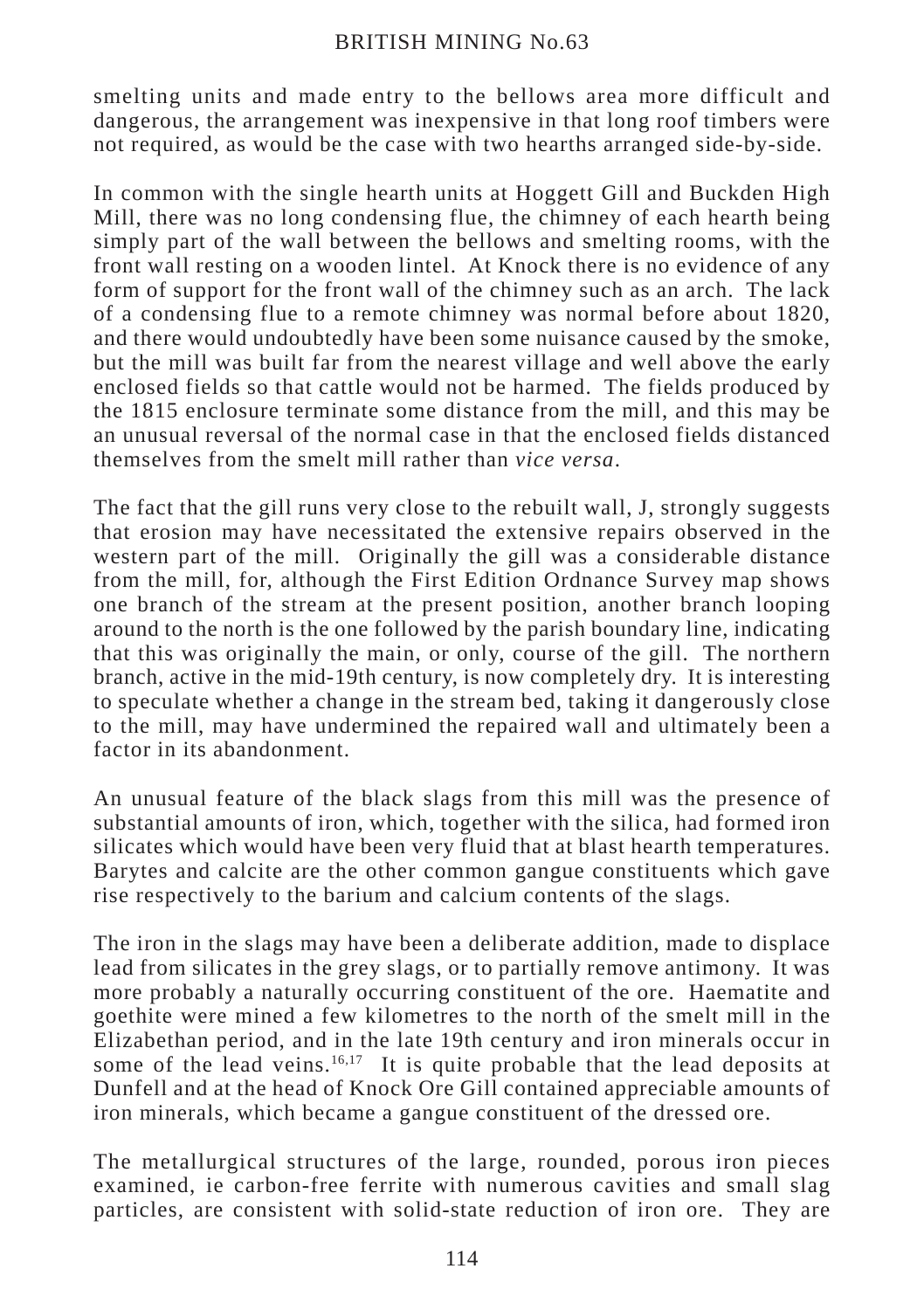smelting units and made entry to the bellows area more difficult and dangerous, the arrangement was inexpensive in that long roof timbers were not required, as would be the case with two hearths arranged side-by-side.

In common with the single hearth units at Hoggett Gill and Buckden High Mill, there was no long condensing flue, the chimney of each hearth being simply part of the wall between the bellows and smelting rooms, with the front wall resting on a wooden lintel. At Knock there is no evidence of any form of support for the front wall of the chimney such as an arch. The lack of a condensing flue to a remote chimney was normal before about 1820, and there would undoubtedly have been some nuisance caused by the smoke, but the mill was built far from the nearest village and well above the early enclosed fields so that cattle would not be harmed. The fields produced by the 1815 enclosure terminate some distance from the mill, and this may be an unusual reversal of the normal case in that the enclosed fields distanced themselves from the smelt mill rather than *vice versa*.

The fact that the gill runs very close to the rebuilt wall, J, strongly suggests that erosion may have necessitated the extensive repairs observed in the western part of the mill. Originally the gill was a considerable distance from the mill, for, although the First Edition Ordnance Survey map shows one branch of the stream at the present position, another branch looping around to the north is the one followed by the parish boundary line, indicating that this was originally the main, or only, course of the gill. The northern branch, active in the mid-19th century, is now completely dry. It is interesting to speculate whether a change in the stream bed, taking it dangerously close to the mill, may have undermined the repaired wall and ultimately been a factor in its abandonment.

An unusual feature of the black slags from this mill was the presence of substantial amounts of iron, which, together with the silica, had formed iron silicates which would have been very fluid that at blast hearth temperatures. Barytes and calcite are the other common gangue constituents which gave rise respectively to the barium and calcium contents of the slags.

The iron in the slags may have been a deliberate addition, made to displace lead from silicates in the grey slags, or to partially remove antimony. It was more probably a naturally occurring constituent of the ore. Haematite and goethite were mined a few kilometres to the north of the smelt mill in the Elizabethan period, and in the late 19th century and iron minerals occur in some of the lead veins.[16,17] It is quite probable that the lead deposits at Dunfell and at the head of Knock Ore Gill contained appreciable amounts of iron minerals, which became a gangue constituent of the dressed ore.

The metallurgical structures of the large, rounded, porous iron pieces examined, ie carbon-free ferrite with numerous cavities and small slag particles, are consistent with solid-state reduction of iron ore. They are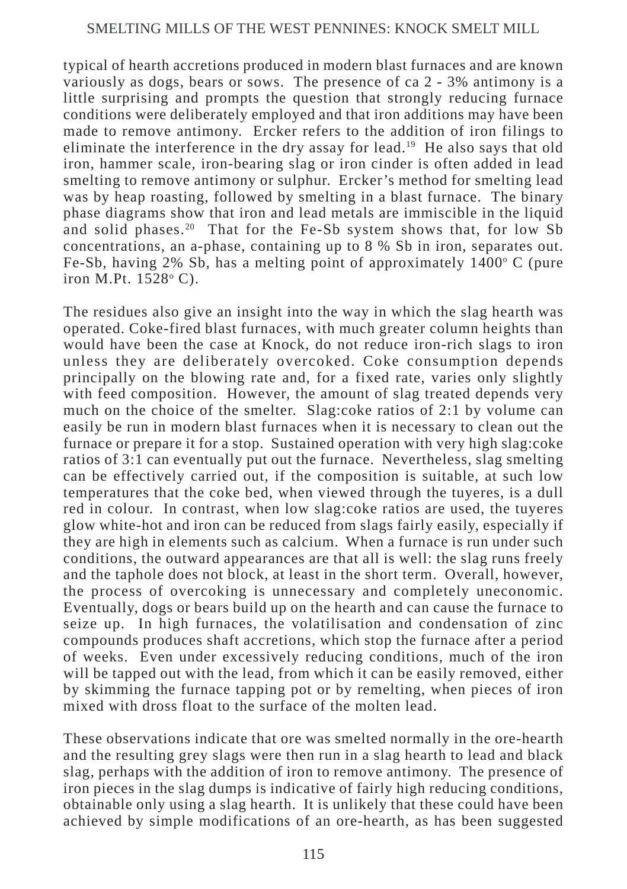typical of hearth accretions produced in modern blast furnaces and are known variously as dogs, bears or sows. The presence of ca 2 - 3% antimony is a little surprising and prompts the question that strongly reducing furnace conditions were deliberately employed and that iron additions may have been made to remove antimony. Ercker refers to the addition of iron filings to eliminate the interference in the dry assay for lead.[19] He also says that old iron, hammer scale, iron-bearing slag or iron cinder is often added in lead smelting to remove antimony or sulphur. Ercker's method for smelting lead was by heap roasting, followed by smelting in a blast furnace. The binary phase diagrams show that iron and lead metals are immiscible in the liquid and solid phases.[20] That for the Fe-Sb system shows that, for low Sb concentrations, an a-phase, containing up to 8 % Sb in iron, separates out. Fe-Sb, having 2% Sb, has a melting point of approximately 1400$^o$ C (pure iron M.Pt. 1528$^o$ C).

The residues also give an insight into the way in which the slag hearth was operated. Coke-fired blast furnaces, with much greater column heights than would have been the case at Knock, do not reduce iron-rich slags to iron unless they are deliberately overcoked. Coke consumption depends principally on the blowing rate and, for a fixed rate, varies only slightly with feed composition. However, the amount of slag treated depends very much on the choice of the smelter. Slag:coke ratios of 2:1 by volume can easily be run in modern blast furnaces when it is necessary to clean out the furnace or prepare it for a stop. Sustained operation with very high slag:coke ratios of 3:1 can eventually put out the furnace. Nevertheless, slag smelting can be effectively carried out, if the composition is suitable, at such low temperatures that the coke bed, when viewed through the tuyeres, is a dull red in colour. In contrast, when low slag:coke ratios are used, the tuyeres glow white-hot and iron can be reduced from slags fairly easily, especially if they are high in elements such as calcium. When a furnace is run under such conditions, the outward appearances are that all is well: the slag runs freely and the taphole does not block, at least in the short term. Overall, however, the process of overcoking is unnecessary and completely uneconomic. Eventually, dogs or bears build up on the hearth and can cause the furnace to seize up. In high furnaces, the volatilisation and condensation of zinc compounds produces shaft accretions, which stop the furnace after a period of weeks. Even under excessively reducing conditions, much of the iron will be tapped out with the lead, from which it can be easily removed, either by skimming the furnace tapping pot or by remelting, when pieces of iron mixed with dross float to the surface of the molten lead.

These observations indicate that ore was smelted normally in the ore-hearth and the resulting grey slags were then run in a slag hearth to lead and black slag, perhaps with the addition of iron to remove antimony. The presence of iron pieces in the slag dumps is indicative of fairly high reducing conditions, obtainable only using a slag hearth. It is unlikely that these could have been achieved by simple modifications of an ore-hearth, as has been suggested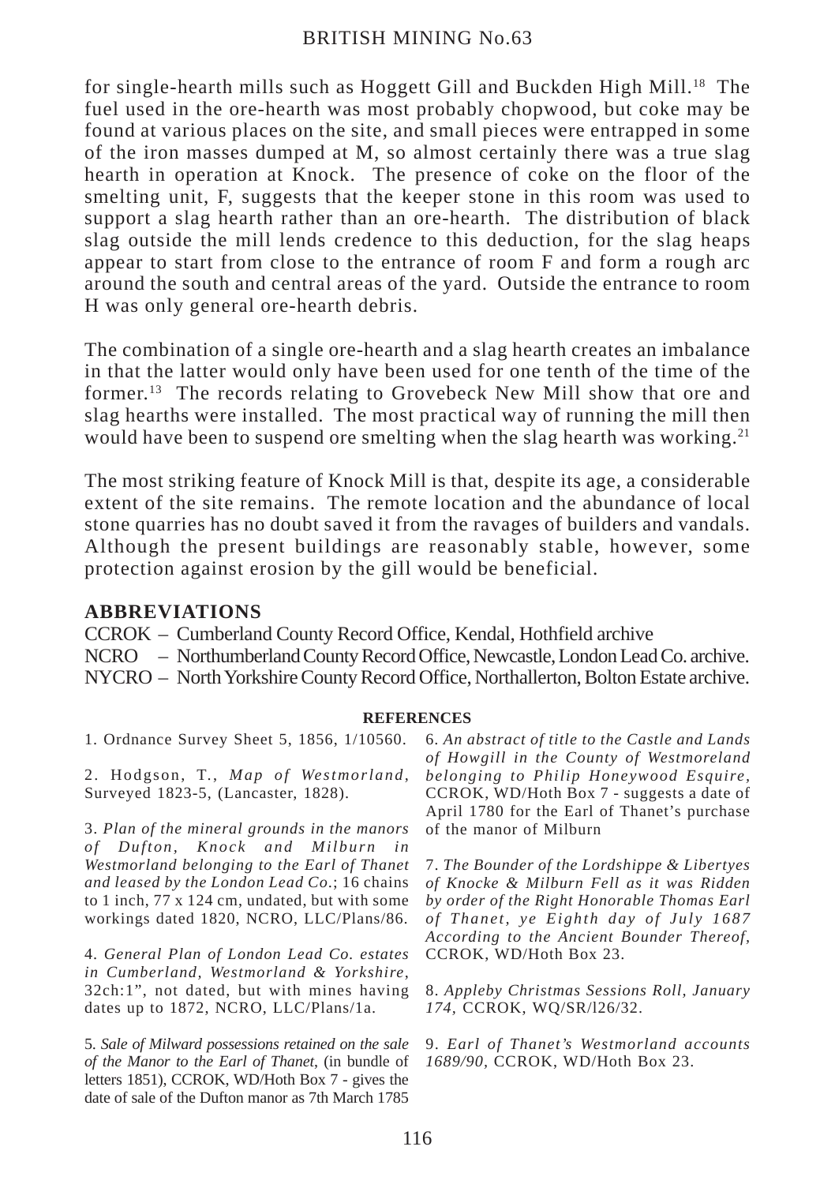for single-hearth mills such as Hoggett Gill and Buckden High Mill.[18] The fuel used in the ore-hearth was most probably chopwood, but coke may be found at various places on the site, and small pieces were entrapped in some of the iron masses dumped at M, so almost certainly there was a true slag hearth in operation at Knock. The presence of coke on the floor of the smelting unit, F, suggests that the keeper stone in this room was used to support a slag hearth rather than an ore-hearth. The distribution of black slag outside the mill lends credence to this deduction, for the slag heaps appear to start from close to the entrance of room F and form a rough arc around the south and central areas of the yard. Outside the entrance to room H was only general ore-hearth debris.

The combination of a single ore-hearth and a slag hearth creates an imbalance in that the latter would only have been used for one tenth of the time of the former.[13] The records relating to Grovebeck New Mill show that ore and slag hearths were installed. The most practical way of running the mill then would have been to suspend ore smelting when the slag hearth was working.[21]

The most striking feature of Knock Mill is that, despite its age, a considerable extent of the site remains. The remote location and the abundance of local stone quarries has no doubt saved it from the ravages of builders and vandals. Although the present buildings are reasonably stable, however, some protection against erosion by the gill would be beneficial.

## ABBREVIATIONS

CCROK – Cumberland County Record Office, Kendal, Hothfield archive
NCRO – Northumberland County Record Office, Newcastle, London Lead Co. archive.
NYCRO – North Yorkshire County Record Office, Northallerton, Bolton Estate archive.

### REFERENCES

1. Ordnance Survey Sheet 5, 1856, 1/10560.

2. Hodgson, T., *Map of Westmorland*, Surveyed 1823-5, (Lancaster, 1828).

3. *Plan of the mineral grounds in the manors of Dufton, Knock and Milburn in Westmorland belonging to the Earl of Thanet and leased by the London Lead Co.*; 16 chains to 1 inch, 77 x 124 cm, undated, but with some workings dated 1820, NCRO, LLC/Plans/86.

4. *General Plan of London Lead Co. estates in Cumberland, Westmorland & Yorkshire*, 32ch:1", not dated, but with mines having dates up to 1872, NCRO, LLC/Plans/1a.

5. *Sale of Milward possessions retained on the sale of the Manor to the Earl of Thanet*, (in bundle of letters 1851), CCROK, WD/Hoth Box 7 - gives the date of sale of the Dufton manor as 7th March 1785

6. *An abstract of title to the Castle and Lands of Howgill in the County of Westmoreland belonging to Philip Honeywood Esquire*, CCROK, WD/Hoth Box 7 - suggests a date of April 1780 for the Earl of Thanet's purchase of the manor of Milburn

7. *The Bounder of the Lordshippe & Libertyes of Knocke & Milburn Fell as it was Ridden by order of the Right Honorable Thomas Earl of Thanet, ye Eighth day of July 1687 According to the Ancient Bounder Thereof*, CCROK, WD/Hoth Box 23.

8. *Appleby Christmas Sessions Roll, January 174*, CCROK, WQ/SR/l26/32.

9. *Earl of Thanet's Westmorland accounts 1689/90*, CCROK, WD/Hoth Box 23.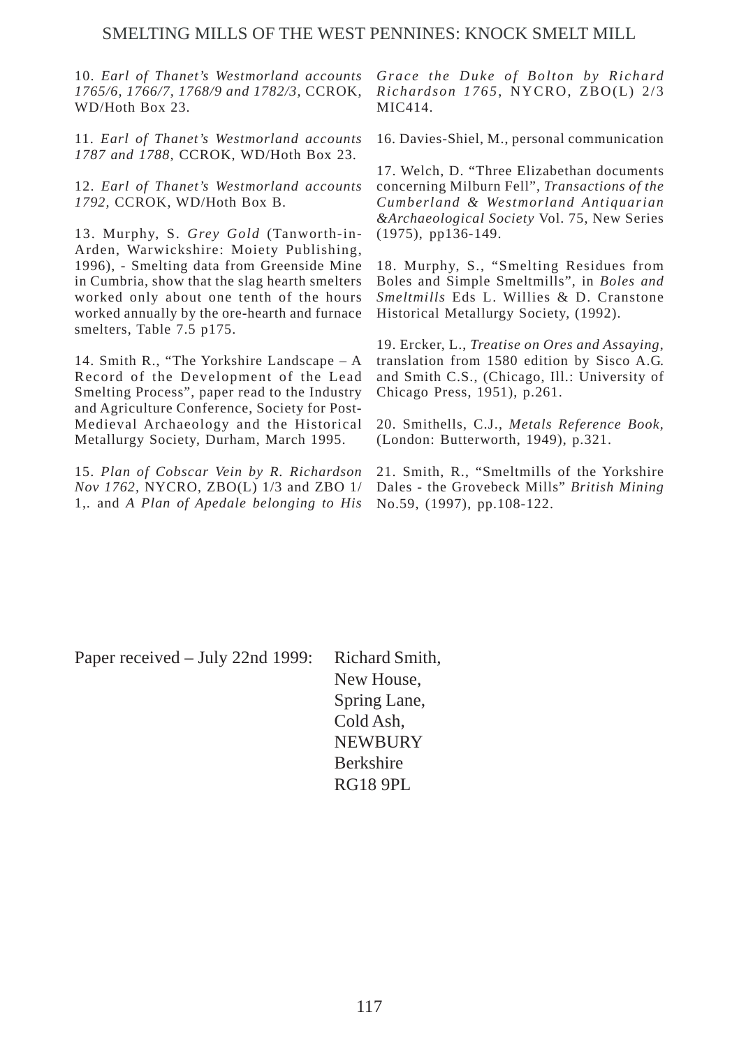10. *Earl of Thanet's Westmorland accounts 1765/6, 1766/7, 1768/9 and 1782/3,* CCROK, WD/Hoth Box 23.

11. *Earl of Thanet's Westmorland accounts 1787 and 1788,* CCROK, WD/Hoth Box 23.

12. *Earl of Thanet's Westmorland accounts 1792,* CCROK, WD/Hoth Box B.

13. Murphy, S. *Grey Gold* (Tanworth-in-Arden, Warwickshire: Moiety Publishing, 1996), - Smelting data from Greenside Mine in Cumbria, show that the slag hearth smelters worked only about one tenth of the hours worked annually by the ore-hearth and furnace smelters, Table 7.5 p175.

14. Smith R., "The Yorkshire Landscape – A Record of the Development of the Lead Smelting Process", paper read to the Industry and Agriculture Conference, Society for Post-Medieval Archaeology and the Historical Metallurgy Society, Durham, March 1995.

15. *Plan of Cobscar Vein by R. Richardson Nov 1762,* NYCRO, ZBO(L) 1/3 and ZBO 1/ 1,. and *A Plan of Apedale belonging to His Grace the Duke of Bolton by Richard Richardson 1765*, NYCRO, ZBO(L) 2/3 MIC414.

16. Davies-Shiel, M., personal communication

17. Welch, D. "Three Elizabethan documents concerning Milburn Fell", *Transactions of the Cumberland & Westmorland Antiquarian &Archaeological Society* Vol. 75, New Series (1975), pp136-149.

18. Murphy, S., "Smelting Residues from Boles and Simple Smeltmills", in *Boles and Smeltmills* Eds L. Willies & D. Cranstone Historical Metallurgy Society, (1992).

19. Ercker, L., *Treatise on Ores and Assaying*, translation from 1580 edition by Sisco A.G. and Smith C.S., (Chicago, Ill.: University of Chicago Press, 1951), p.261.

20. Smithells, C.J., *Metals Reference Book,* (London: Butterworth, 1949), p.321.

21. Smith, R., "Smeltmills of the Yorkshire Dales - the Grovebeck Mills" *British Mining* No.59, (1997), pp.108-122.

Paper received – July 22nd 1999:

Richard Smith,
New House,
Spring Lane,
Cold Ash,
NEWBURY
Berkshire
RG18 9PL